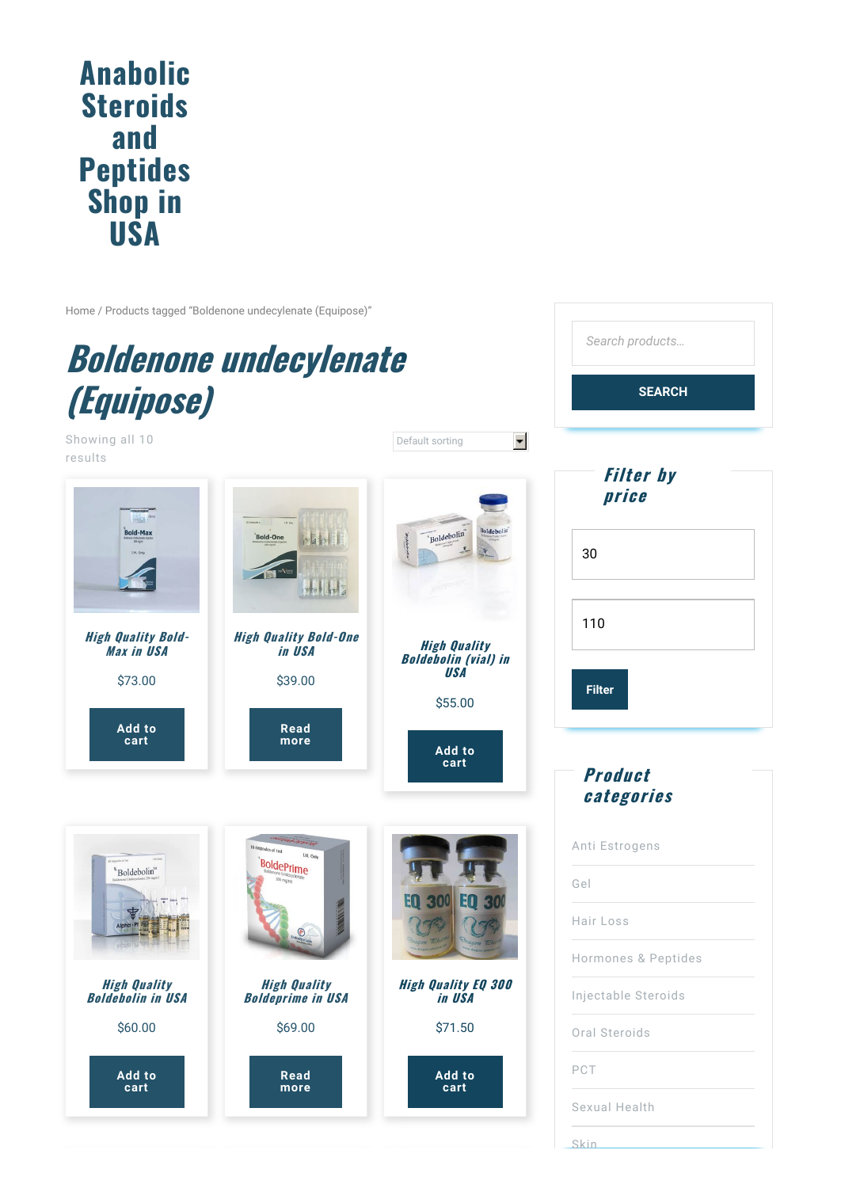# Anabolic Steroids and Peptides Shop in USA

Home / Products tagged "Boldenone undecylenate (Equipose)"

## Boldenone undecylenate (Equipose)

Showing all 10 results

Default sorting

### High Quality Bold-Max in USA

$73.00

Add to cart

### High Quality Bold-One in USA

$39.00

Read more

### High Quality Boldebolin (vial) in USA

$55.00

Add to cart

### High Quality Boldebolin in USA

$60.00

Add to cart

### High Quality Boldeprime in USA

$69.00

Read more

### High Quality EQ 300 in USA

$71.50

Add to cart

Search products…

SEARCH

## Filter by price

30

110

Filter

## Product categories

- Anti Estrogens
- Gel
- Hair Loss
- Hormones & Peptides
- Injectable Steroids
- Oral Steroids
- PCT
- Sexual Health
- Skin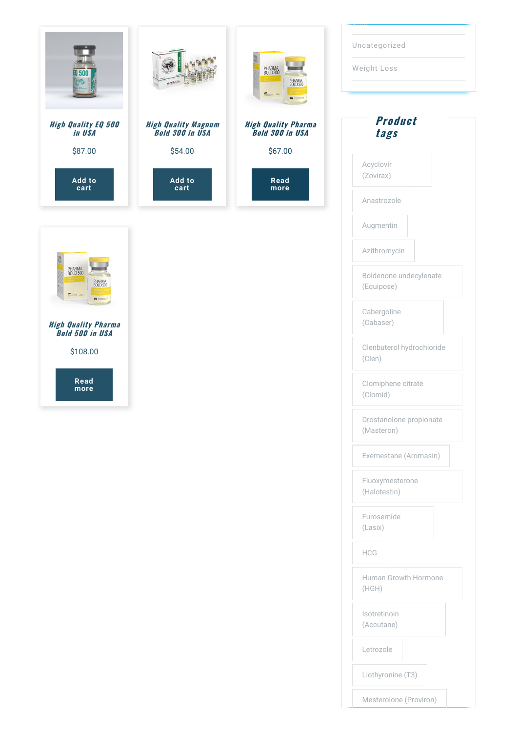### High Quality EQ 500 in USA

$87.00

Add to cart

### High Quality Magnum Bold 300 in USA

$54.00

Add to cart

### High Quality Pharma Bold 300 in USA

$67.00

Read more

### High Quality Pharma Bold 500 in USA

$108.00

Read more

- Uncategorized
- Weight Loss

## Product tags

- Acyclovir (Zovirax)
- Anastrozole
- Augmentin
- Azithromycin
- Boldenone undecylenate (Equipose)
- Cabergoline (Cabaser)
- Clenbuterol hydrochloride (Clen)
- Clomiphene citrate (Clomid)
- Drostanolone propionate (Masteron)
- Exemestane (Aromasin)
- Fluoxymesterone (Halotestin)
- Furosemide (Lasix)
- HCG
- Human Growth Hormone (HGH)
- Isotretinoin (Accutane)
- Letrozole
- Liothyronine (T3)
- Mesterolone (Proviron)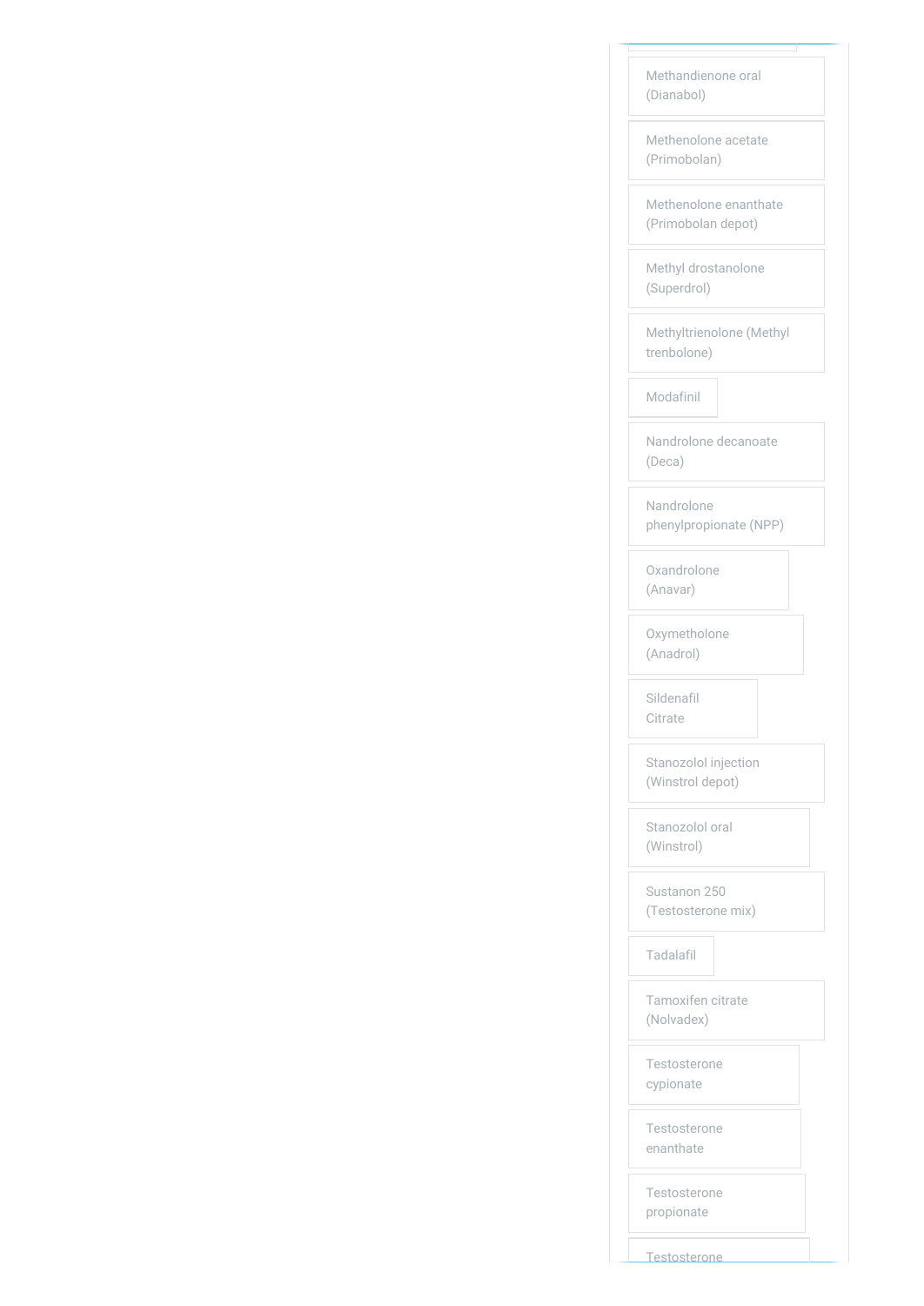- Methandienone oral (Dianabol)
- Methenolone acetate (Primobolan)
- Methenolone enanthate (Primobolan depot)
- Methyl drostanolone (Superdrol)
- Methyltrienolone (Methyl trenbolone)
- Modafinil
- Nandrolone decanoate (Deca)
- Nandrolone phenylpropionate (NPP)
- Oxandrolone (Anavar)
- Oxymetholone (Anadrol)
- Sildenafil Citrate
- Stanozolol injection (Winstrol depot)
- Stanozolol oral (Winstrol)
- Sustanon 250 (Testosterone mix)
- Tadalafil
- Tamoxifen citrate (Nolvadex)
- Testosterone cypionate
- Testosterone enanthate
- Testosterone propionate
- Testosterone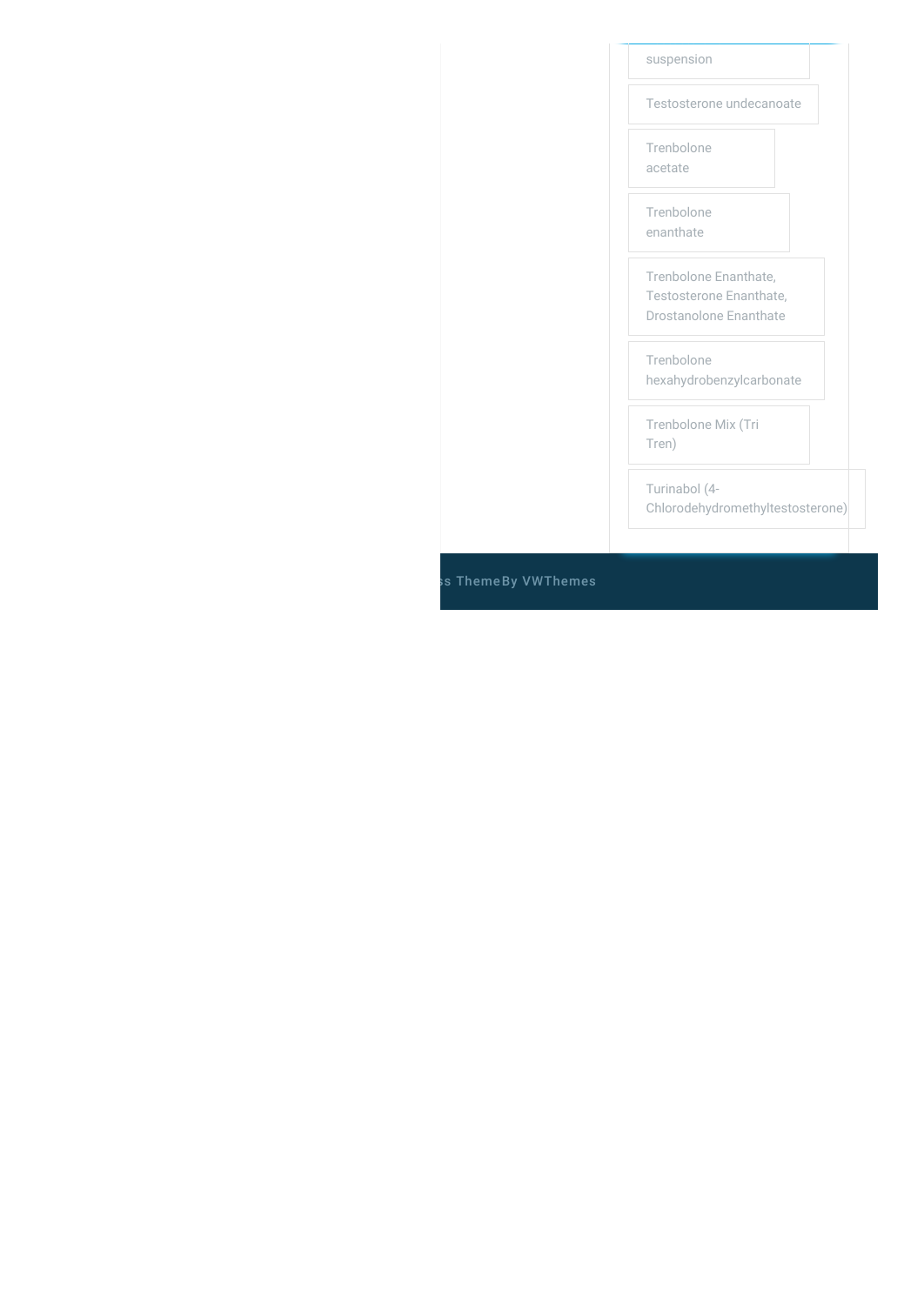suspension

Testosterone undecanoate

Trenbolone acetate

Trenbolone enanthate

Trenbolone Enanthate, Testosterone Enanthate, Drostanolone Enanthate

Trenbolone hexahydrobenzylcarbonate

Trenbolone Mix (Tri Tren)

Turinabol (4-Chlorodehydromethyltestosterone)

ss ThemeBy VWThemes